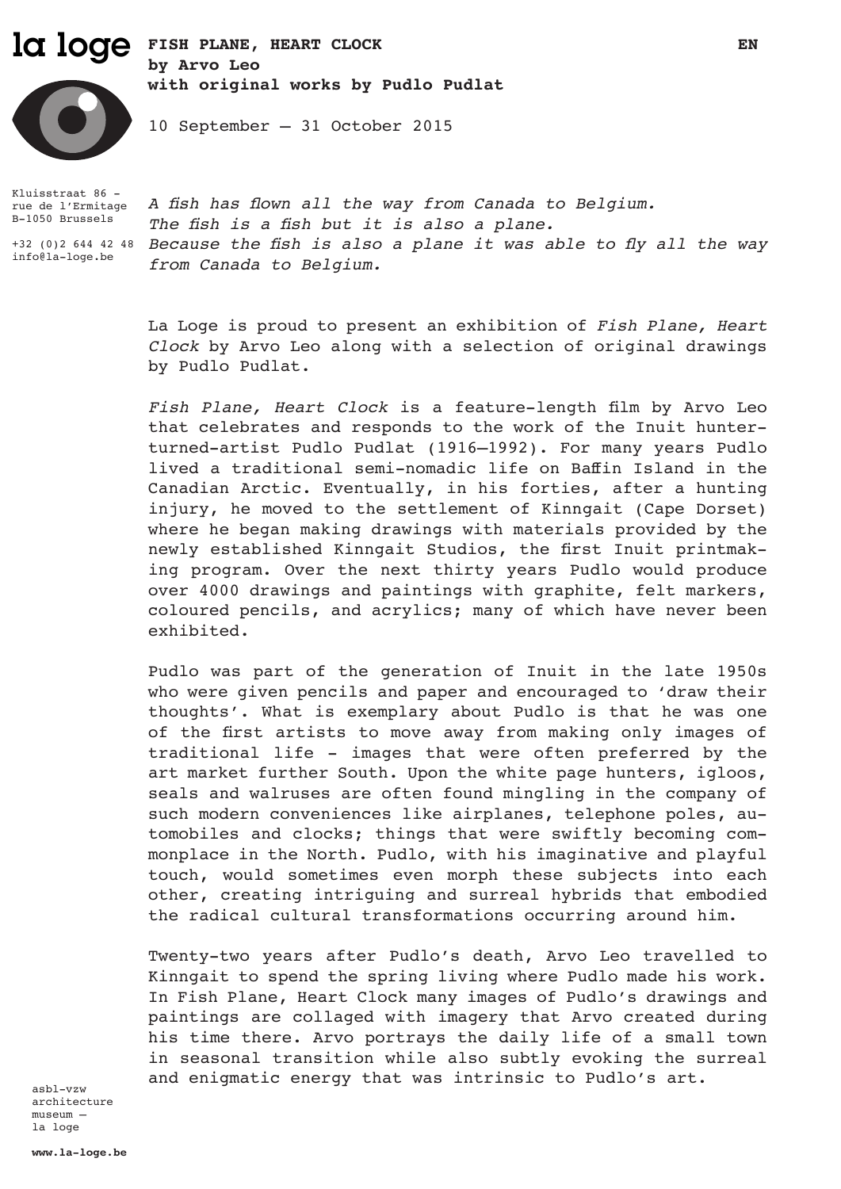la loge

# FISH PLANE, HEART CLOCK

**by Arvo Leo**
**with original works by Pudlo Pudlat**

10 September – 31 October 2015

EN

Kluisstraat 86 -
rue de l'Ermitage
B-1050 Brussels

+32 (0)2 644 42 48
info@la-loge.be

*A fish has flown all the way from Canada to Belgium.*
*The fish is a fish but it is also a plane.*
*Because the fish is also a plane it was able to fly all the way from Canada to Belgium.*

La Loge is proud to present an exhibition of *Fish Plane, Heart Clock* by Arvo Leo along with a selection of original drawings by Pudlo Pudlat.

*Fish Plane, Heart Clock* is a feature-length film by Arvo Leo that celebrates and responds to the work of the Inuit hunter-turned-artist Pudlo Pudlat (1916–1992). For many years Pudlo lived a traditional semi-nomadic life on Baffin Island in the Canadian Arctic. Eventually, in his forties, after a hunting injury, he moved to the settlement of Kinngait (Cape Dorset) where he began making drawings with materials provided by the newly established Kinngait Studios, the first Inuit printmaking program. Over the next thirty years Pudlo would produce over 4000 drawings and paintings with graphite, felt markers, coloured pencils, and acrylics; many of which have never been exhibited.

Pudlo was part of the generation of Inuit in the late 1950s who were given pencils and paper and encouraged to 'draw their thoughts'. What is exemplary about Pudlo is that he was one of the first artists to move away from making only images of traditional life - images that were often preferred by the art market further South. Upon the white page hunters, igloos, seals and walruses are often found mingling in the company of such modern conveniences like airplanes, telephone poles, automobiles and clocks; things that were swiftly becoming commonplace in the North. Pudlo, with his imaginative and playful touch, would sometimes even morph these subjects into each other, creating intriguing and surreal hybrids that embodied the radical cultural transformations occurring around him.

Twenty-two years after Pudlo's death, Arvo Leo travelled to Kinngait to spend the spring living where Pudlo made his work. In Fish Plane, Heart Clock many images of Pudlo's drawings and paintings are collaged with imagery that Arvo created during his time there. Arvo portrays the daily life of a small town in seasonal transition while also subtly evoking the surreal and enigmatic energy that was intrinsic to Pudlo's art.

asbl-vzw
architecture
museum –
la loge

**www.la-loge.be**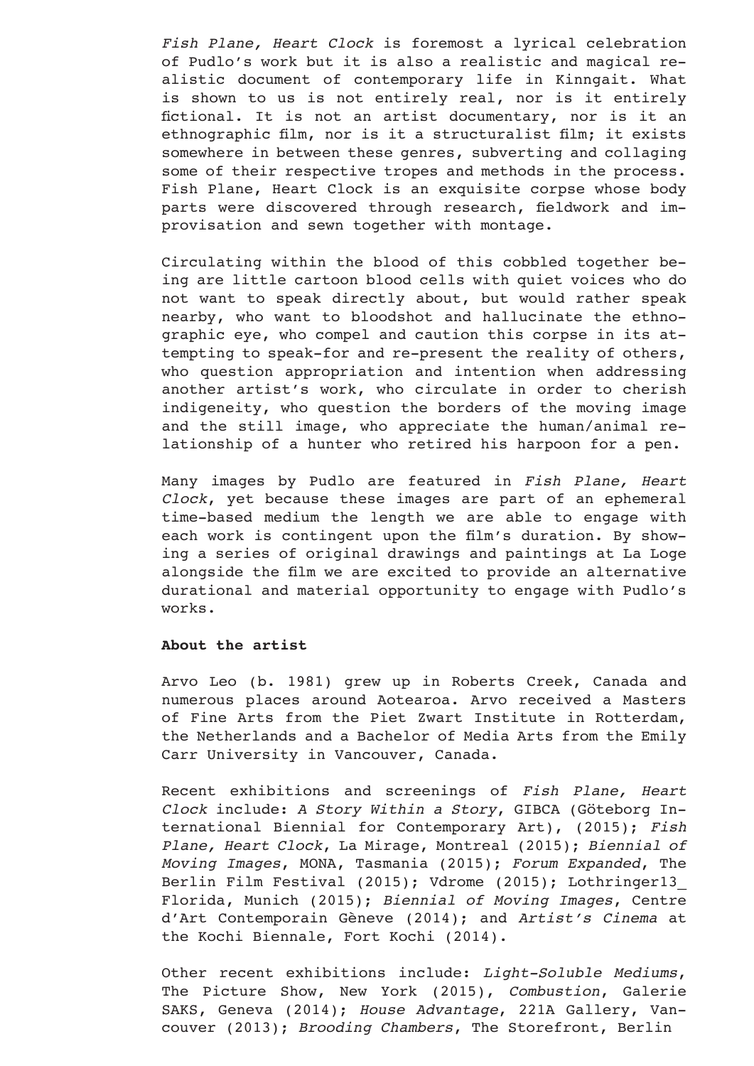*Fish Plane, Heart Clock* is foremost a lyrical celebration of Pudlo's work but it is also a realistic and magical realistic document of contemporary life in Kinngait. What is shown to us is not entirely real, nor is it entirely fictional. It is not an artist documentary, nor is it an ethnographic film, nor is it a structuralist film; it exists somewhere in between these genres, subverting and collaging some of their respective tropes and methods in the process. Fish Plane, Heart Clock is an exquisite corpse whose body parts were discovered through research, fieldwork and improvisation and sewn together with montage.

Circulating within the blood of this cobbled together being are little cartoon blood cells with quiet voices who do not want to speak directly about, but would rather speak nearby, who want to bloodshot and hallucinate the ethnographic eye, who compel and caution this corpse in its attempting to speak-for and re-present the reality of others, who question appropriation and intention when addressing another artist's work, who circulate in order to cherish indigeneity, who question the borders of the moving image and the still image, who appreciate the human/animal relationship of a hunter who retired his harpoon for a pen.

Many images by Pudlo are featured in *Fish Plane, Heart Clock*, yet because these images are part of an ephemeral time-based medium the length we are able to engage with each work is contingent upon the film's duration. By showing a series of original drawings and paintings at La Loge alongside the film we are excited to provide an alternative durational and material opportunity to engage with Pudlo's works.

**About the artist**

Arvo Leo (b. 1981) grew up in Roberts Creek, Canada and numerous places around Aotearoa. Arvo received a Masters of Fine Arts from the Piet Zwart Institute in Rotterdam, the Netherlands and a Bachelor of Media Arts from the Emily Carr University in Vancouver, Canada.

Recent exhibitions and screenings of *Fish Plane, Heart Clock* include: *A Story Within a Story*, GIBCA (Göteborg International Biennial for Contemporary Art), (2015); *Fish Plane, Heart Clock*, La Mirage, Montreal (2015); *Biennial of Moving Images*, MONA, Tasmania (2015); *Forum Expanded*, The Berlin Film Festival (2015); Vdrome (2015); Lothringer13_ Florida, Munich (2015); *Biennial of Moving Images*, Centre d'Art Contemporain Gèneve (2014); and *Artist's Cinema* at the Kochi Biennale, Fort Kochi (2014).

Other recent exhibitions include: *Light-Soluble Mediums*, The Picture Show, New York (2015), *Combustion*, Galerie SAKS, Geneva (2014); *House Advantage*, 221A Gallery, Vancouver (2013); *Brooding Chambers*, The Storefront, Berlin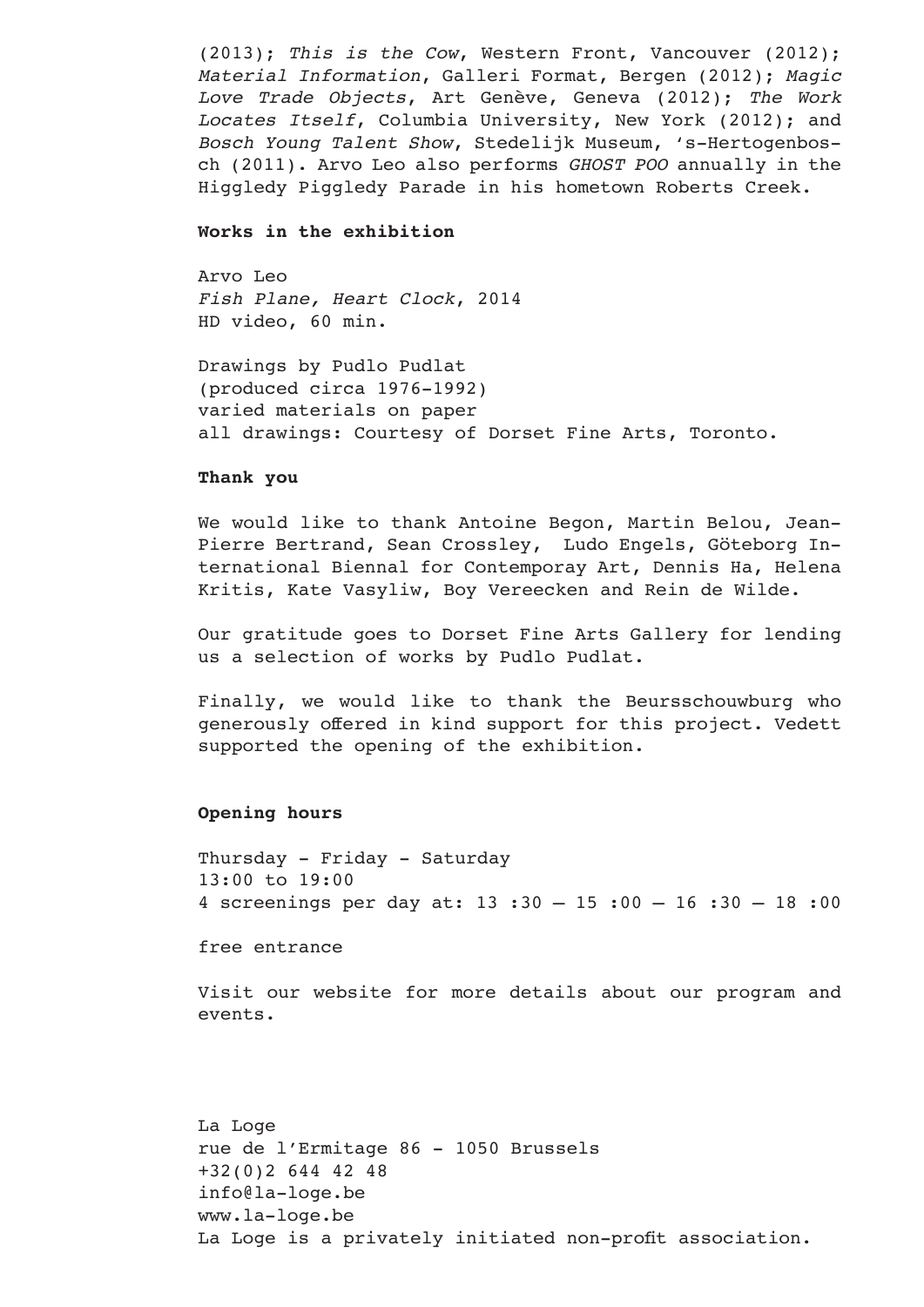(2013); *This is the Cow*, Western Front, Vancouver (2012); *Material Information*, Galleri Format, Bergen (2012); *Magic Love Trade Objects*, Art Genève, Geneva (2012); *The Work Locates Itself*, Columbia University, New York (2012); and *Bosch Young Talent Show*, Stedelijk Museum, 's-Hertogenbosch (2011). Arvo Leo also performs *GHOST POO* annually in the Higgledy Piggledy Parade in his hometown Roberts Creek.

**Works in the exhibition**

Arvo Leo
*Fish Plane, Heart Clock*, 2014
HD video, 60 min.

Drawings by Pudlo Pudlat
(produced circa 1976-1992)
varied materials on paper
all drawings: Courtesy of Dorset Fine Arts, Toronto.

**Thank you**

We would like to thank Antoine Begon, Martin Belou, Jean-Pierre Bertrand, Sean Crossley, Ludo Engels, Göteborg International Biennal for Contemporay Art, Dennis Ha, Helena Kritis, Kate Vasyliw, Boy Vereecken and Rein de Wilde.

Our gratitude goes to Dorset Fine Arts Gallery for lending us a selection of works by Pudlo Pudlat.

Finally, we would like to thank the Beursschouwburg who generously offered in kind support for this project. Vedett supported the opening of the exhibition.

**Opening hours**

Thursday - Friday - Saturday
13:00 to 19:00
4 screenings per day at: 13 :30 – 15 :00 – 16 :30 – 18 :00

free entrance

Visit our website for more details about our program and events.

La Loge
rue de l'Ermitage 86 - 1050 Brussels
+32(0)2 644 42 48
info@la-loge.be
www.la-loge.be
La Loge is a privately initiated non-profit association.